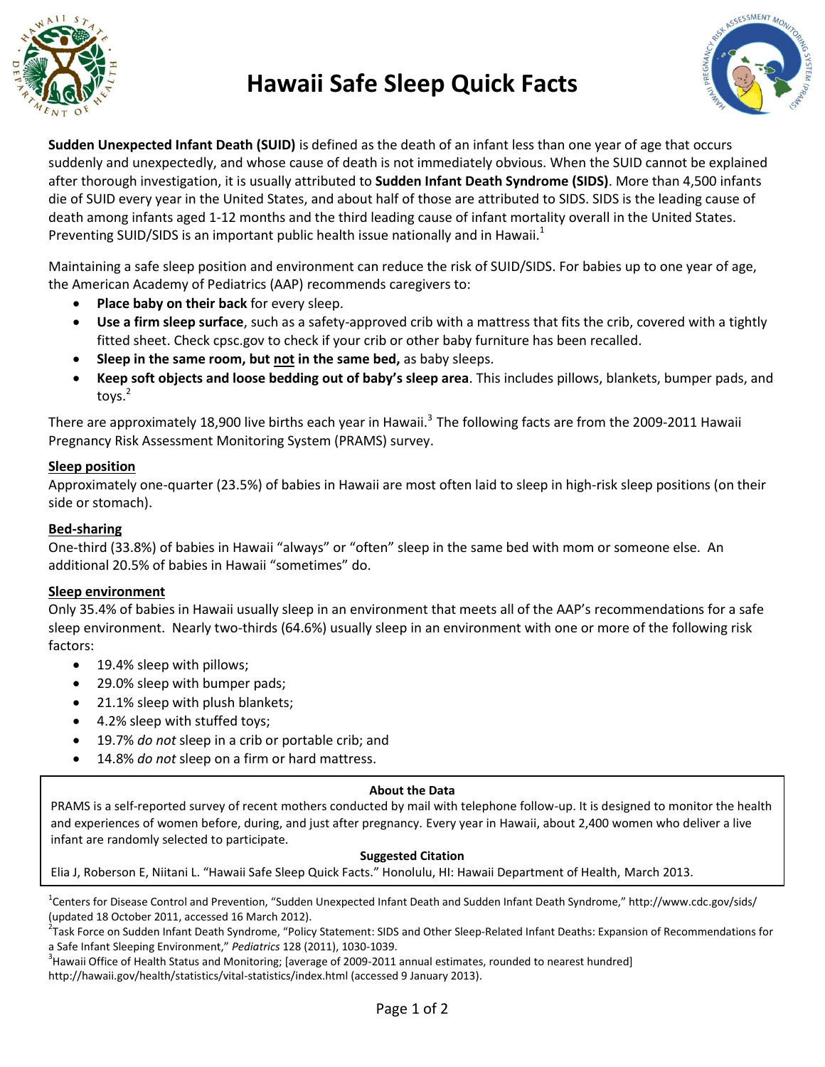# Hawaii Safe Sleep Quick Facts

**Sudden Unexpected Infant Death (SUID)** is defined as the death of an infant less than one year of age that occurs suddenly and unexpectedly, and whose cause of death is not immediately obvious. When the SUID cannot be explained after thorough investigation, it is usually attributed to **Sudden Infant Death Syndrome (SIDS)**. More than 4,500 infants die of SUID every year in the United States, and about half of those are attributed to SIDS. SIDS is the leading cause of death among infants aged 1-12 months and the third leading cause of infant mortality overall in the United States. Preventing SUID/SIDS is an important public health issue nationally and in Hawaii.[1]

Maintaining a safe sleep position and environment can reduce the risk of SUID/SIDS. For babies up to one year of age, the American Academy of Pediatrics (AAP) recommends caregivers to:

- **Place baby on their back** for every sleep.
- **Use a firm sleep surface**, such as a safety-approved crib with a mattress that fits the crib, covered with a tightly fitted sheet. Check cpsc.gov to check if your crib or other baby furniture has been recalled.
- **Sleep in the same room, but <u>not</u> in the same bed,** as baby sleeps.
- **Keep soft objects and loose bedding out of baby's sleep area**. This includes pillows, blankets, bumper pads, and toys.[2]

There are approximately 18,900 live births each year in Hawaii.[3] The following facts are from the 2009-2011 Hawaii Pregnancy Risk Assessment Monitoring System (PRAMS) survey.

### <u>Sleep position</u>

Approximately one-quarter (23.5%) of babies in Hawaii are most often laid to sleep in high-risk sleep positions (on their side or stomach).

### <u>Bed-sharing</u>

One-third (33.8%) of babies in Hawaii "always" or "often" sleep in the same bed with mom or someone else. An additional 20.5% of babies in Hawaii "sometimes" do.

### <u>Sleep environment</u>

Only 35.4% of babies in Hawaii usually sleep in an environment that meets all of the AAP's recommendations for a safe sleep environment. Nearly two-thirds (64.6%) usually sleep in an environment with one or more of the following risk factors:

- 19.4% sleep with pillows;
- 29.0% sleep with bumper pads;
- 21.1% sleep with plush blankets;
- 4.2% sleep with stuffed toys;
- 19.7% *do not* sleep in a crib or portable crib; and
- 14.8% *do not* sleep on a firm or hard mattress.

**About the Data**

PRAMS is a self-reported survey of recent mothers conducted by mail with telephone follow-up. It is designed to monitor the health and experiences of women before, during, and just after pregnancy. Every year in Hawaii, about 2,400 women who deliver a live infant are randomly selected to participate.

**Suggested Citation**

Elia J, Roberson E, Niitani L. "Hawaii Safe Sleep Quick Facts." Honolulu, HI: Hawaii Department of Health, March 2013.

[1] Centers for Disease Control and Prevention, "Sudden Unexpected Infant Death and Sudden Infant Death Syndrome," http://www.cdc.gov/sids/ (updated 18 October 2011, accessed 16 March 2012).

[2] Task Force on Sudden Infant Death Syndrome, "Policy Statement: SIDS and Other Sleep-Related Infant Deaths: Expansion of Recommendations for a Safe Infant Sleeping Environment," *Pediatrics* 128 (2011), 1030-1039.

[3] Hawaii Office of Health Status and Monitoring; [average of 2009-2011 annual estimates, rounded to nearest hundred] http://hawaii.gov/health/statistics/vital-statistics/index.html (accessed 9 January 2013).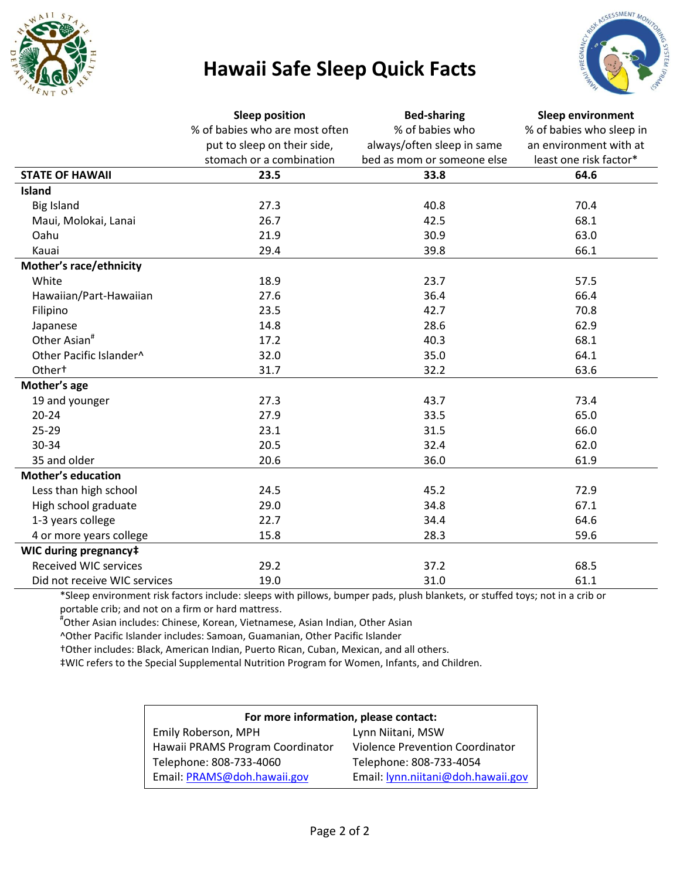# Hawaii Safe Sleep Quick Facts

| | Sleep position<br>% of babies who are most often put to sleep on their side, stomach or a combination | Bed-sharing<br>% of babies who always/often sleep in same bed as mom or someone else | Sleep environment<br>% of babies who sleep in an environment with at least one risk factor* |
|---|---|---|---|
| **STATE OF HAWAII** | **23.5** | **33.8** | **64.6** |
| **Island** | | | |
| Big Island | 27.3 | 40.8 | 70.4 |
| Maui, Molokai, Lanai | 26.7 | 42.5 | 68.1 |
| Oahu | 21.9 | 30.9 | 63.0 |
| Kauai | 29.4 | 39.8 | 66.1 |
| **Mother's race/ethnicity** | | | |
| White | 18.9 | 23.7 | 57.5 |
| Hawaiian/Part-Hawaiian | 27.6 | 36.4 | 66.4 |
| Filipino | 23.5 | 42.7 | 70.8 |
| Japanese | 14.8 | 28.6 | 62.9 |
| Other Asian# | 17.2 | 40.3 | 68.1 |
| Other Pacific Islander^ | 32.0 | 35.0 | 64.1 |
| Other† | 31.7 | 32.2 | 63.6 |
| **Mother's age** | | | |
| 19 and younger | 27.3 | 43.7 | 73.4 |
| 20-24 | 27.9 | 33.5 | 65.0 |
| 25-29 | 23.1 | 31.5 | 66.0 |
| 30-34 | 20.5 | 32.4 | 62.0 |
| 35 and older | 20.6 | 36.0 | 61.9 |
| **Mother's education** | | | |
| Less than high school | 24.5 | 45.2 | 72.9 |
| High school graduate | 29.0 | 34.8 | 67.1 |
| 1-3 years college | 22.7 | 34.4 | 64.6 |
| 4 or more years college | 15.8 | 28.3 | 59.6 |
| **WIC during pregnancy‡** | | | |
| Received WIC services | 29.2 | 37.2 | 68.5 |
| Did not receive WIC services | 19.0 | 31.0 | 61.1 |

*Sleep environment risk factors include: sleeps with pillows, bumper pads, plush blankets, or stuffed toys; not in a crib or portable crib; and not on a firm or hard mattress.

#Other Asian includes: Chinese, Korean, Vietnamese, Asian Indian, Other Asian

^Other Pacific Islander includes: Samoan, Guamanian, Other Pacific Islander

†Other includes: Black, American Indian, Puerto Rican, Cuban, Mexican, and all others.

‡WIC refers to the Special Supplemental Nutrition Program for Women, Infants, and Children.

**For more information, please contact:**

| | |
|---|---|
| Emily Roberson, MPH | Lynn Niitani, MSW |
| Hawaii PRAMS Program Coordinator | Violence Prevention Coordinator |
| Telephone: 808-733-4060 | Telephone: 808-733-4054 |
| Email: PRAMS@doh.hawaii.gov | Email: lynn.niitani@doh.hawaii.gov |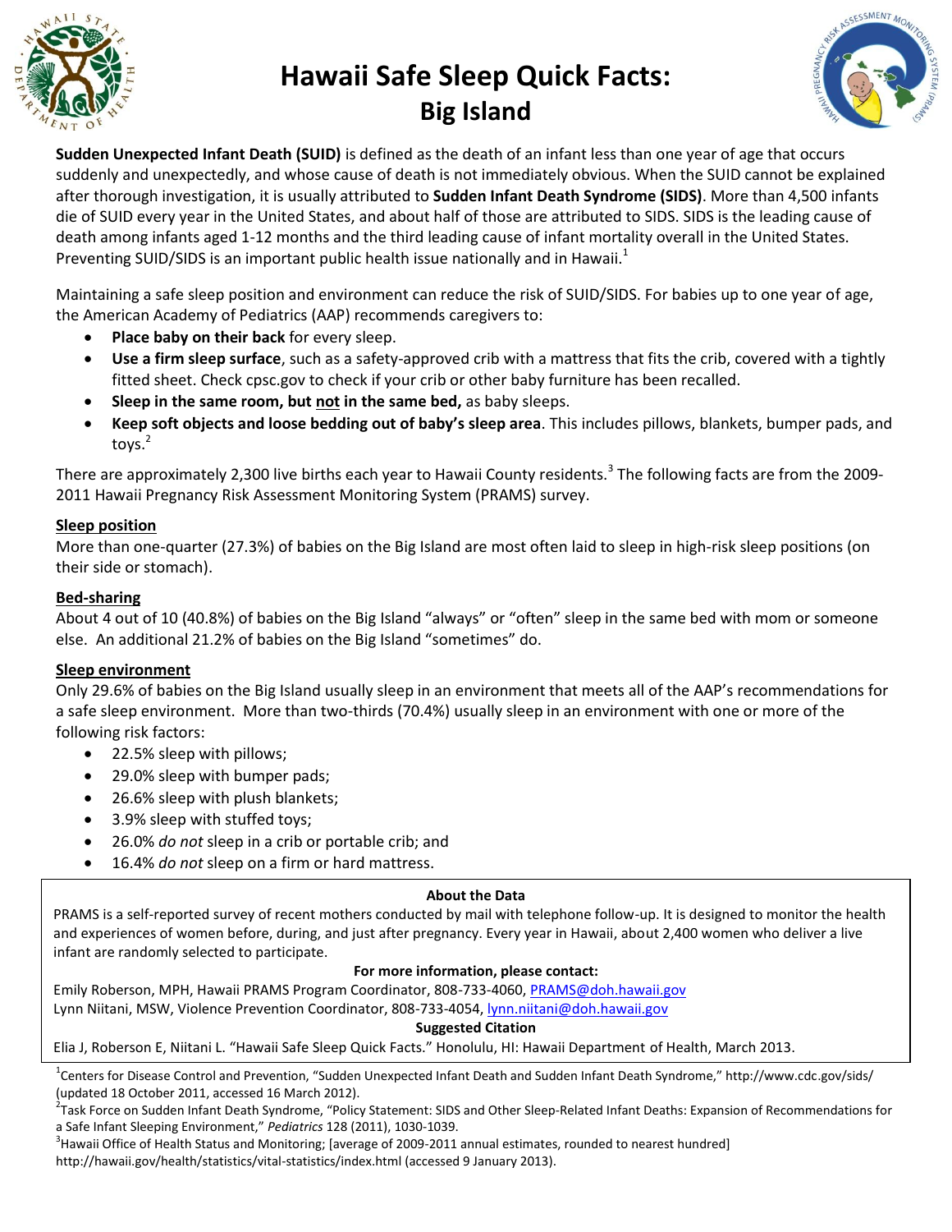# Hawaii Safe Sleep Quick Facts: Big Island

**Sudden Unexpected Infant Death (SUID)** is defined as the death of an infant less than one year of age that occurs suddenly and unexpectedly, and whose cause of death is not immediately obvious. When the SUID cannot be explained after thorough investigation, it is usually attributed to **Sudden Infant Death Syndrome (SIDS)**. More than 4,500 infants die of SUID every year in the United States, and about half of those are attributed to SIDS. SIDS is the leading cause of death among infants aged 1-12 months and the third leading cause of infant mortality overall in the United States. Preventing SUID/SIDS is an important public health issue nationally and in Hawaii.[1]

Maintaining a safe sleep position and environment can reduce the risk of SUID/SIDS. For babies up to one year of age, the American Academy of Pediatrics (AAP) recommends caregivers to:

- **Place baby on their back** for every sleep.
- **Use a firm sleep surface**, such as a safety-approved crib with a mattress that fits the crib, covered with a tightly fitted sheet. Check cpsc.gov to check if your crib or other baby furniture has been recalled.
- **Sleep in the same room, but <u>not</u> in the same bed,** as baby sleeps.
- **Keep soft objects and loose bedding out of baby's sleep area**. This includes pillows, blankets, bumper pads, and toys.[2]

There are approximately 2,300 live births each year to Hawaii County residents.[3] The following facts are from the 2009-2011 Hawaii Pregnancy Risk Assessment Monitoring System (PRAMS) survey.

### Sleep position

More than one-quarter (27.3%) of babies on the Big Island are most often laid to sleep in high-risk sleep positions (on their side or stomach).

### Bed-sharing

About 4 out of 10 (40.8%) of babies on the Big Island "always" or "often" sleep in the same bed with mom or someone else. An additional 21.2% of babies on the Big Island "sometimes" do.

### Sleep environment

Only 29.6% of babies on the Big Island usually sleep in an environment that meets all of the AAP's recommendations for a safe sleep environment. More than two-thirds (70.4%) usually sleep in an environment with one or more of the following risk factors:

- 22.5% sleep with pillows;
- 29.0% sleep with bumper pads;
- 26.6% sleep with plush blankets;
- 3.9% sleep with stuffed toys;
- 26.0% *do not* sleep in a crib or portable crib; and
- 16.4% *do not* sleep on a firm or hard mattress.

**About the Data**

PRAMS is a self-reported survey of recent mothers conducted by mail with telephone follow-up. It is designed to monitor the health and experiences of women before, during, and just after pregnancy. Every year in Hawaii, about 2,400 women who deliver a live infant are randomly selected to participate.

**For more information, please contact:**

Emily Roberson, MPH, Hawaii PRAMS Program Coordinator, 808-733-4060, PRAMS@doh.hawaii.gov
Lynn Niitani, MSW, Violence Prevention Coordinator, 808-733-4054, lynn.niitani@doh.hawaii.gov

**Suggested Citation**

Elia J, Roberson E, Niitani L. "Hawaii Safe Sleep Quick Facts." Honolulu, HI: Hawaii Department of Health, March 2013.

[1] Centers for Disease Control and Prevention, "Sudden Unexpected Infant Death and Sudden Infant Death Syndrome," http://www.cdc.gov/sids/ (updated 18 October 2011, accessed 16 March 2012).

[2] Task Force on Sudden Infant Death Syndrome, "Policy Statement: SIDS and Other Sleep-Related Infant Deaths: Expansion of Recommendations for a Safe Infant Sleeping Environment," *Pediatrics* 128 (2011), 1030-1039.

[3] Hawaii Office of Health Status and Monitoring; [average of 2009-2011 annual estimates, rounded to nearest hundred] http://hawaii.gov/health/statistics/vital-statistics/index.html (accessed 9 January 2013).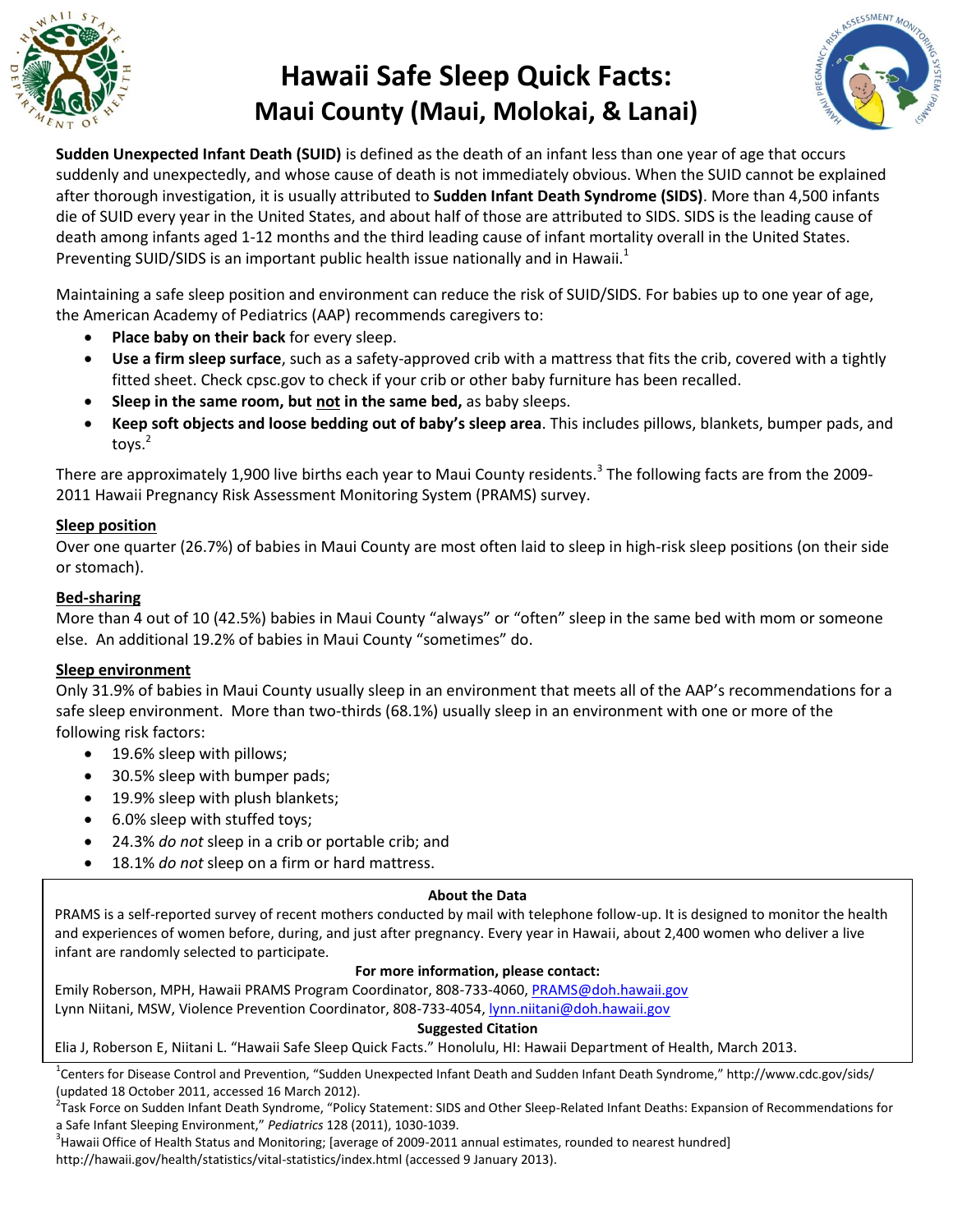# Hawaii Safe Sleep Quick Facts: Maui County (Maui, Molokai, & Lanai)

**Sudden Unexpected Infant Death (SUID)** is defined as the death of an infant less than one year of age that occurs suddenly and unexpectedly, and whose cause of death is not immediately obvious. When the SUID cannot be explained after thorough investigation, it is usually attributed to **Sudden Infant Death Syndrome (SIDS)**. More than 4,500 infants die of SUID every year in the United States, and about half of those are attributed to SIDS. SIDS is the leading cause of death among infants aged 1-12 months and the third leading cause of infant mortality overall in the United States. Preventing SUID/SIDS is an important public health issue nationally and in Hawaii.[1]

Maintaining a safe sleep position and environment can reduce the risk of SUID/SIDS. For babies up to one year of age, the American Academy of Pediatrics (AAP) recommends caregivers to:

- **Place baby on their back** for every sleep.
- **Use a firm sleep surface**, such as a safety-approved crib with a mattress that fits the crib, covered with a tightly fitted sheet. Check cpsc.gov to check if your crib or other baby furniture has been recalled.
- **Sleep in the same room, but <u>not</u> in the same bed,** as baby sleeps.
- **Keep soft objects and loose bedding out of baby's sleep area**. This includes pillows, blankets, bumper pads, and toys.[2]

There are approximately 1,900 live births each year to Maui County residents.[3] The following facts are from the 2009-2011 Hawaii Pregnancy Risk Assessment Monitoring System (PRAMS) survey.

## <u>Sleep position</u>

Over one quarter (26.7%) of babies in Maui County are most often laid to sleep in high-risk sleep positions (on their side or stomach).

## <u>Bed-sharing</u>

More than 4 out of 10 (42.5%) babies in Maui County "always" or "often" sleep in the same bed with mom or someone else. An additional 19.2% of babies in Maui County "sometimes" do.

## <u>Sleep environment</u>

Only 31.9% of babies in Maui County usually sleep in an environment that meets all of the AAP's recommendations for a safe sleep environment. More than two-thirds (68.1%) usually sleep in an environment with one or more of the following risk factors:

- 19.6% sleep with pillows;
- 30.5% sleep with bumper pads;
- 19.9% sleep with plush blankets;
- 6.0% sleep with stuffed toys;
- 24.3% *do not* sleep in a crib or portable crib; and
- 18.1% *do not* sleep on a firm or hard mattress.

**About the Data**

PRAMS is a self-reported survey of recent mothers conducted by mail with telephone follow-up. It is designed to monitor the health and experiences of women before, during, and just after pregnancy. Every year in Hawaii, about 2,400 women who deliver a live infant are randomly selected to participate.

**For more information, please contact:**

Emily Roberson, MPH, Hawaii PRAMS Program Coordinator, 808-733-4060, PRAMS@doh.hawaii.gov
Lynn Niitani, MSW, Violence Prevention Coordinator, 808-733-4054, lynn.niitani@doh.hawaii.gov

**Suggested Citation**

Elia J, Roberson E, Niitani L. "Hawaii Safe Sleep Quick Facts." Honolulu, HI: Hawaii Department of Health, March 2013.

[1] Centers for Disease Control and Prevention, "Sudden Unexpected Infant Death and Sudden Infant Death Syndrome," http://www.cdc.gov/sids/ (updated 18 October 2011, accessed 16 March 2012).

[2] Task Force on Sudden Infant Death Syndrome, "Policy Statement: SIDS and Other Sleep-Related Infant Deaths: Expansion of Recommendations for a Safe Infant Sleeping Environment," *Pediatrics* 128 (2011), 1030-1039.

[3] Hawaii Office of Health Status and Monitoring; [average of 2009-2011 annual estimates, rounded to nearest hundred] http://hawaii.gov/health/statistics/vital-statistics/index.html (accessed 9 January 2013).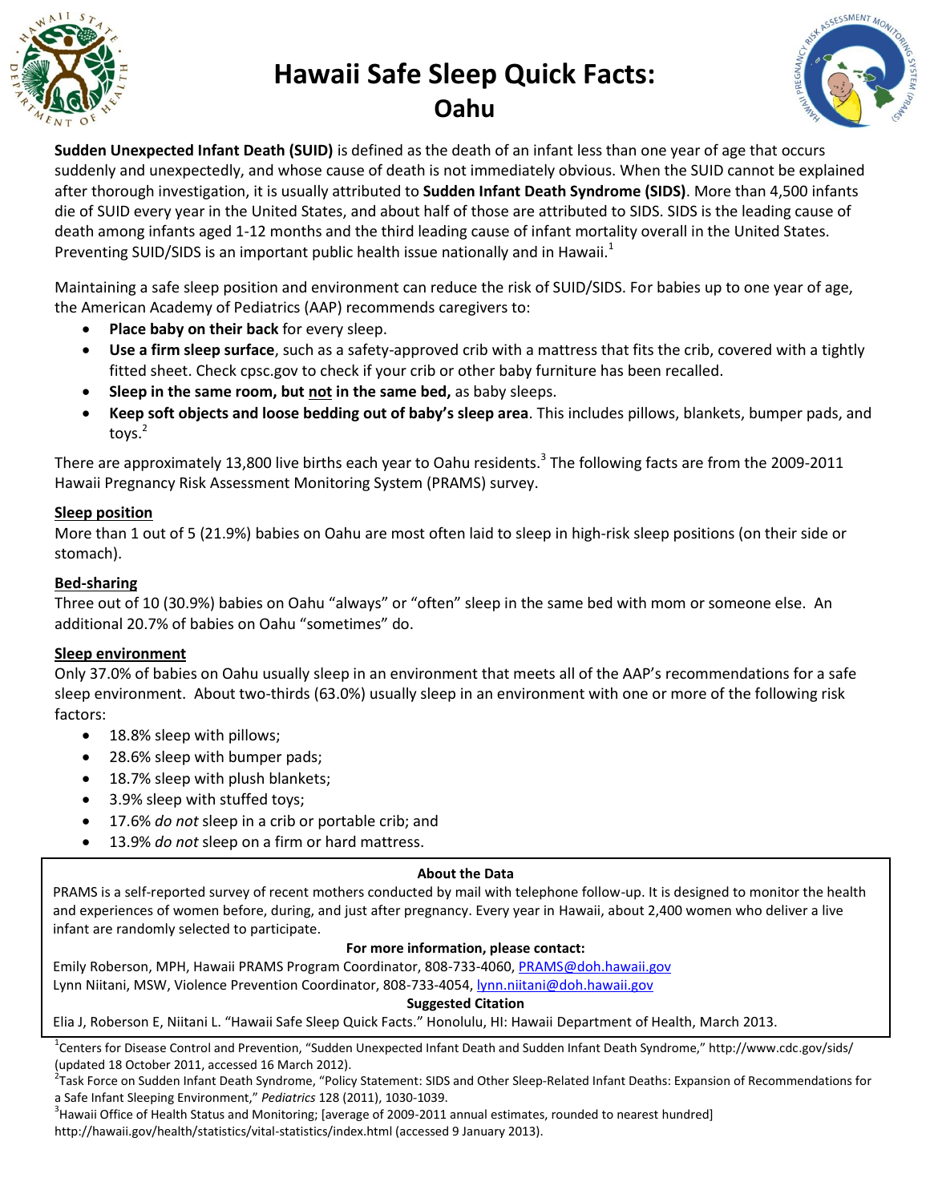# Hawaii Safe Sleep Quick Facts: Oahu

**Sudden Unexpected Infant Death (SUID)** is defined as the death of an infant less than one year of age that occurs suddenly and unexpectedly, and whose cause of death is not immediately obvious. When the SUID cannot be explained after thorough investigation, it is usually attributed to **Sudden Infant Death Syndrome (SIDS)**. More than 4,500 infants die of SUID every year in the United States, and about half of those are attributed to SIDS. SIDS is the leading cause of death among infants aged 1-12 months and the third leading cause of infant mortality overall in the United States. Preventing SUID/SIDS is an important public health issue nationally and in Hawaii.[1]

Maintaining a safe sleep position and environment can reduce the risk of SUID/SIDS. For babies up to one year of age, the American Academy of Pediatrics (AAP) recommends caregivers to:

- **Place baby on their back** for every sleep.
- **Use a firm sleep surface**, such as a safety-approved crib with a mattress that fits the crib, covered with a tightly fitted sheet. Check cpsc.gov to check if your crib or other baby furniture has been recalled.
- **Sleep in the same room, but not in the same bed,** as baby sleeps.
- **Keep soft objects and loose bedding out of baby's sleep area**. This includes pillows, blankets, bumper pads, and toys.[2]

There are approximately 13,800 live births each year to Oahu residents.[3] The following facts are from the 2009-2011 Hawaii Pregnancy Risk Assessment Monitoring System (PRAMS) survey.

## Sleep position

More than 1 out of 5 (21.9%) babies on Oahu are most often laid to sleep in high-risk sleep positions (on their side or stomach).

## Bed-sharing

Three out of 10 (30.9%) babies on Oahu "always" or "often" sleep in the same bed with mom or someone else. An additional 20.7% of babies on Oahu "sometimes" do.

## Sleep environment

Only 37.0% of babies on Oahu usually sleep in an environment that meets all of the AAP's recommendations for a safe sleep environment. About two-thirds (63.0%) usually sleep in an environment with one or more of the following risk factors:

- 18.8% sleep with pillows;
- 28.6% sleep with bumper pads;
- 18.7% sleep with plush blankets;
- 3.9% sleep with stuffed toys;
- 17.6% *do not* sleep in a crib or portable crib; and
- 13.9% *do not* sleep on a firm or hard mattress.

**About the Data**

PRAMS is a self-reported survey of recent mothers conducted by mail with telephone follow-up. It is designed to monitor the health and experiences of women before, during, and just after pregnancy. Every year in Hawaii, about 2,400 women who deliver a live infant are randomly selected to participate.

**For more information, please contact:**

Emily Roberson, MPH, Hawaii PRAMS Program Coordinator, 808-733-4060, PRAMS@doh.hawaii.gov
Lynn Niitani, MSW, Violence Prevention Coordinator, 808-733-4054, lynn.niitani@doh.hawaii.gov

**Suggested Citation**

Elia J, Roberson E, Niitani L. "Hawaii Safe Sleep Quick Facts." Honolulu, HI: Hawaii Department of Health, March 2013.

[1] Centers for Disease Control and Prevention, "Sudden Unexpected Infant Death and Sudden Infant Death Syndrome," http://www.cdc.gov/sids/ (updated 18 October 2011, accessed 16 March 2012).

[2] Task Force on Sudden Infant Death Syndrome, "Policy Statement: SIDS and Other Sleep-Related Infant Deaths: Expansion of Recommendations for a Safe Infant Sleeping Environment," *Pediatrics* 128 (2011), 1030-1039.

[3] Hawaii Office of Health Status and Monitoring; [average of 2009-2011 annual estimates, rounded to nearest hundred] http://hawaii.gov/health/statistics/vital-statistics/index.html (accessed 9 January 2013).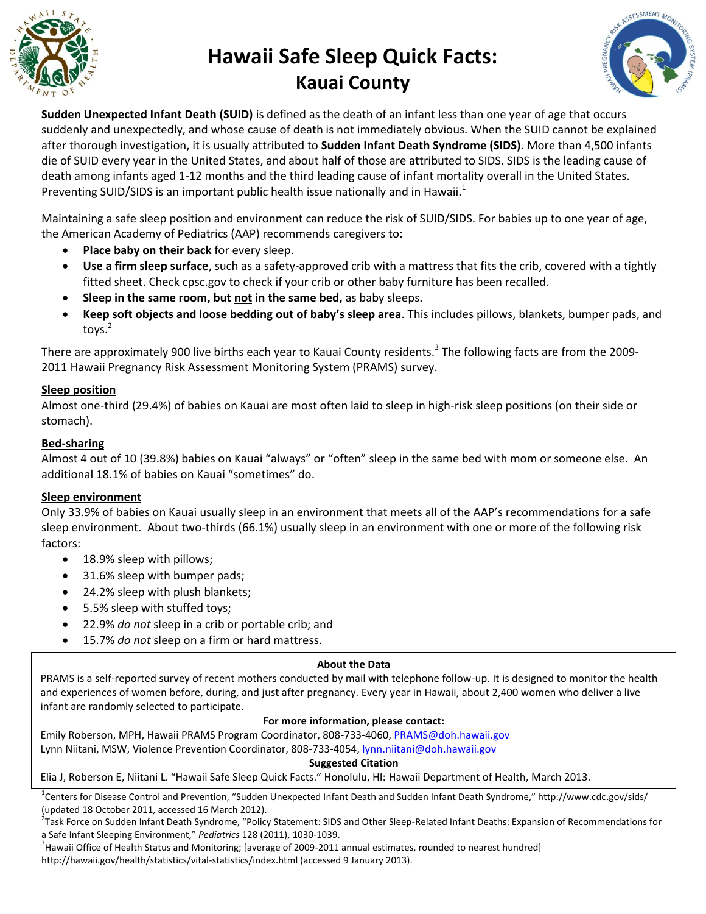# Hawaii Safe Sleep Quick Facts: Kauai County

**Sudden Unexpected Infant Death (SUID)** is defined as the death of an infant less than one year of age that occurs suddenly and unexpectedly, and whose cause of death is not immediately obvious. When the SUID cannot be explained after thorough investigation, it is usually attributed to **Sudden Infant Death Syndrome (SIDS)**. More than 4,500 infants die of SUID every year in the United States, and about half of those are attributed to SIDS. SIDS is the leading cause of death among infants aged 1-12 months and the third leading cause of infant mortality overall in the United States. Preventing SUID/SIDS is an important public health issue nationally and in Hawaii.[1]

Maintaining a safe sleep position and environment can reduce the risk of SUID/SIDS. For babies up to one year of age, the American Academy of Pediatrics (AAP) recommends caregivers to:

- **Place baby on their back** for every sleep.
- **Use a firm sleep surface**, such as a safety-approved crib with a mattress that fits the crib, covered with a tightly fitted sheet. Check cpsc.gov to check if your crib or other baby furniture has been recalled.
- **Sleep in the same room, but <u>not</u> in the same bed,** as baby sleeps.
- **Keep soft objects and loose bedding out of baby's sleep area**. This includes pillows, blankets, bumper pads, and toys.[2]

There are approximately 900 live births each year to Kauai County residents.[3] The following facts are from the 2009-2011 Hawaii Pregnancy Risk Assessment Monitoring System (PRAMS) survey.

### Sleep position

Almost one-third (29.4%) of babies on Kauai are most often laid to sleep in high-risk sleep positions (on their side or stomach).

### Bed-sharing

Almost 4 out of 10 (39.8%) babies on Kauai "always" or "often" sleep in the same bed with mom or someone else. An additional 18.1% of babies on Kauai "sometimes" do.

### Sleep environment

Only 33.9% of babies on Kauai usually sleep in an environment that meets all of the AAP's recommendations for a safe sleep environment. About two-thirds (66.1%) usually sleep in an environment with one or more of the following risk factors:

- 18.9% sleep with pillows;
- 31.6% sleep with bumper pads;
- 24.2% sleep with plush blankets;
- 5.5% sleep with stuffed toys;
- 22.9% *do not* sleep in a crib or portable crib; and
- 15.7% *do not* sleep on a firm or hard mattress.

**About the Data**

PRAMS is a self-reported survey of recent mothers conducted by mail with telephone follow-up. It is designed to monitor the health and experiences of women before, during, and just after pregnancy. Every year in Hawaii, about 2,400 women who deliver a live infant are randomly selected to participate.

**For more information, please contact:**

Emily Roberson, MPH, Hawaii PRAMS Program Coordinator, 808-733-4060, PRAMS@doh.hawaii.gov
Lynn Niitani, MSW, Violence Prevention Coordinator, 808-733-4054, lynn.niitani@doh.hawaii.gov

**Suggested Citation**

Elia J, Roberson E, Niitani L. "Hawaii Safe Sleep Quick Facts." Honolulu, HI: Hawaii Department of Health, March 2013.

[1] Centers for Disease Control and Prevention, "Sudden Unexpected Infant Death and Sudden Infant Death Syndrome," http://www.cdc.gov/sids/ (updated 18 October 2011, accessed 16 March 2012).
[2] Task Force on Sudden Infant Death Syndrome, "Policy Statement: SIDS and Other Sleep-Related Infant Deaths: Expansion of Recommendations for a Safe Infant Sleeping Environment," *Pediatrics* 128 (2011), 1030-1039.
[3] Hawaii Office of Health Status and Monitoring; [average of 2009-2011 annual estimates, rounded to nearest hundred] http://hawaii.gov/health/statistics/vital-statistics/index.html (accessed 9 January 2013).